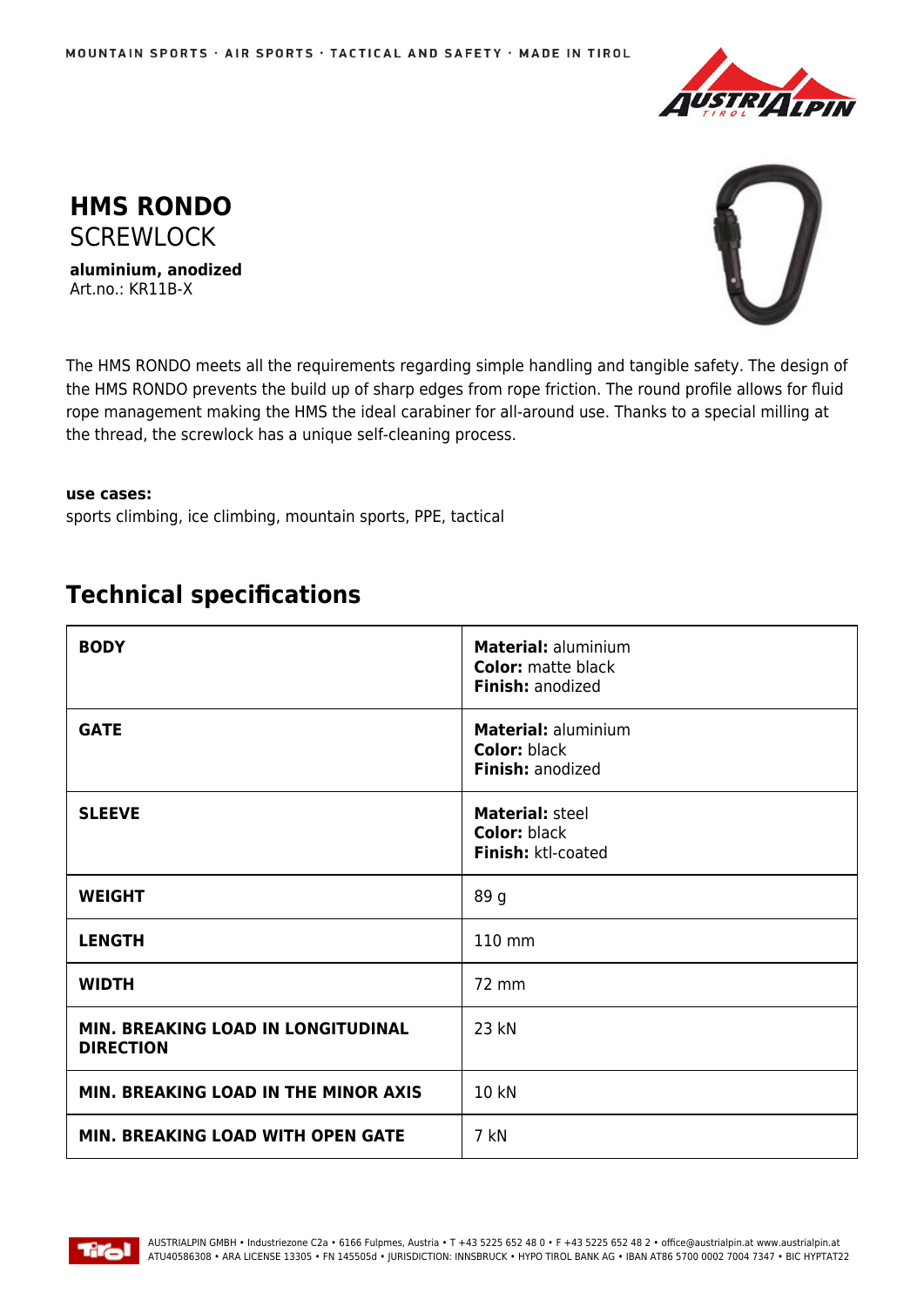MOUNTAIN SPORTS · AIR SPORTS · TACTICAL AND SAFETY · MADE IN TIROL

# HMS RONDO
SCREWLOCK

**aluminium, anodized**
Art.no.: KR11B-X

The HMS RONDO meets all the requirements regarding simple handling and tangible safety. The design of the HMS RONDO prevents the build up of sharp edges from rope friction. The round profile allows for fluid rope management making the HMS the ideal carabiner for all-around use. Thanks to a special milling at the thread, the screwlock has a unique self-cleaning process.

**use cases:**
sports climbing, ice climbing, mountain sports, PPE, tactical

## Technical specifications

| | |
|---|---|
| **BODY** | **Material:** aluminium<br>**Color:** matte black<br>**Finish:** anodized |
| **GATE** | **Material:** aluminium<br>**Color:** black<br>**Finish:** anodized |
| **SLEEVE** | **Material:** steel<br>**Color:** black<br>**Finish:** ktl-coated |
| **WEIGHT** | 89 g |
| **LENGTH** | 110 mm |
| **WIDTH** | 72 mm |
| **MIN. BREAKING LOAD IN LONGITUDINAL DIRECTION** | 23 kN |
| **MIN. BREAKING LOAD IN THE MINOR AXIS** | 10 kN |
| **MIN. BREAKING LOAD WITH OPEN GATE** | 7 kN |

AUSTRIALPIN GMBH • Industriezone C2a • 6166 Fulpmes, Austria • T +43 5225 652 48 0 • F +43 5225 652 48 2 • office@austrialpin.at www.austrialpin.at
ATU40586308 • ARA LICENSE 13305 • FN 145505d • JURISDICTION: INNSBRUCK • HYPO TIROL BANK AG • IBAN AT86 5700 0002 7004 7347 • BIC HYPTAT22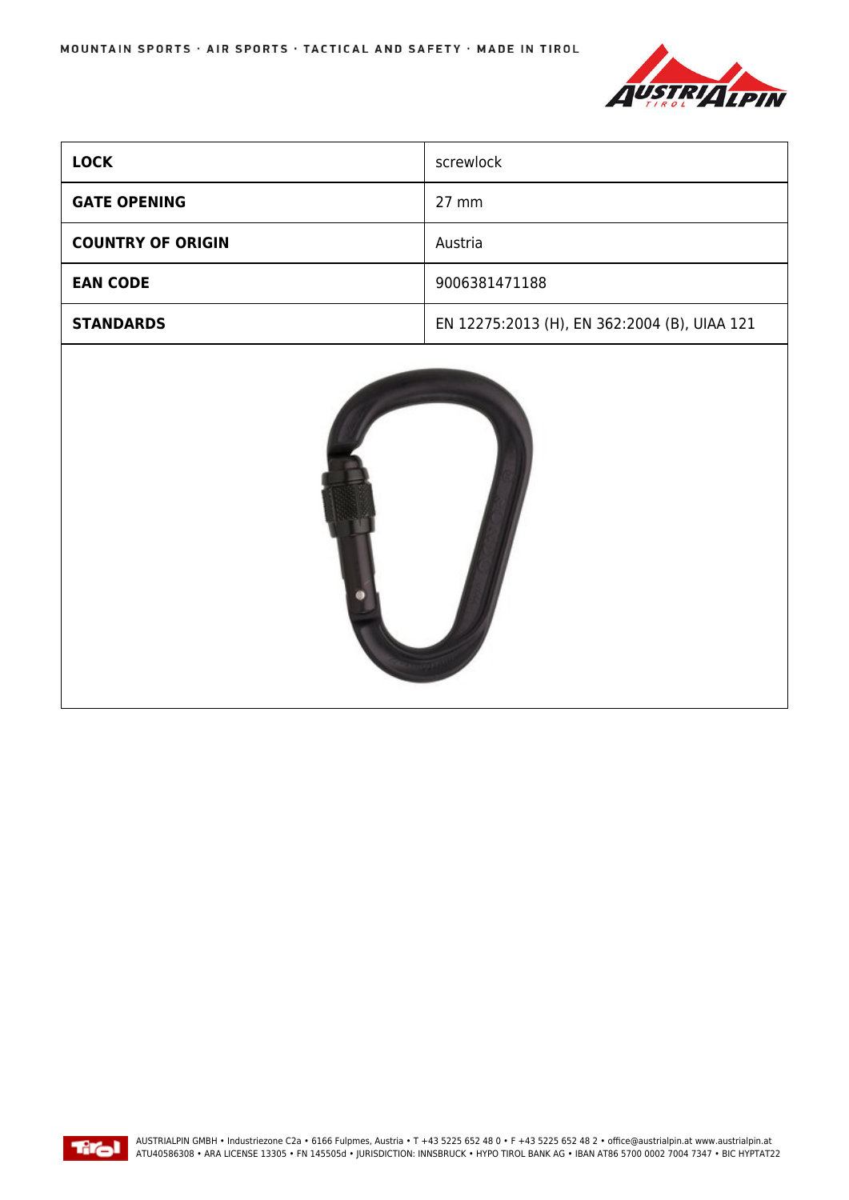| | |
|---|---|
| **LOCK** | screwlock |
| **GATE OPENING** | 27 mm |
| **COUNTRY OF ORIGIN** | Austria |
| **EAN CODE** | 9006381471188 |
| **STANDARDS** | EN 12275:2013 (H), EN 362:2004 (B), UIAA 121 |